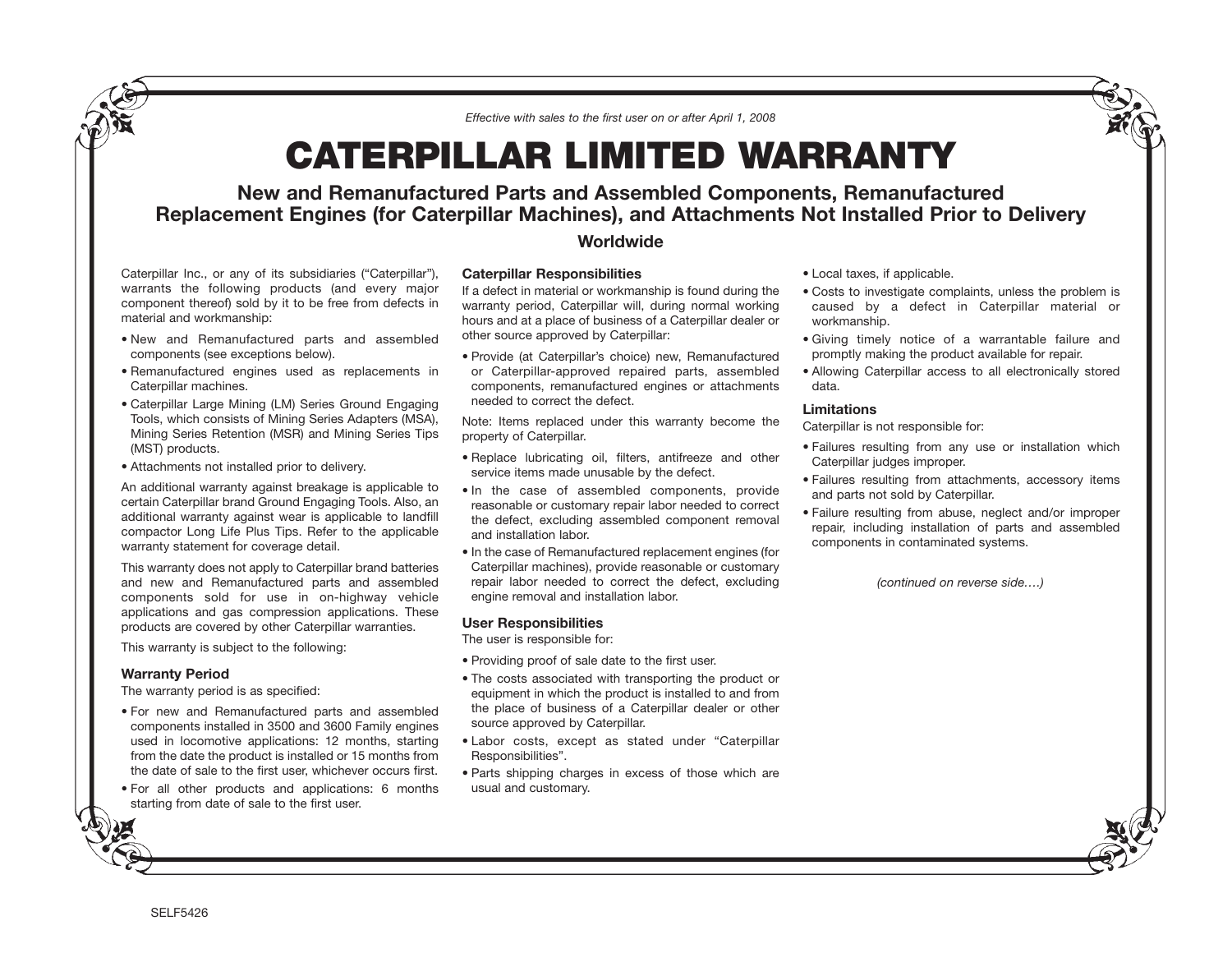*Effective with sales to the first user on or after April 1, 2008*

# CATERPILLAR LIMITED WARRANTY

## New and Remanufactured Parts and Assembled Components, Remanufactured Replacement Engines (for Caterpillar Machines), and Attachments Not Installed Prior to Delivery

### Worldwide

Caterpillar Inc., or any of its subsidiaries ("Caterpillar"), warrants the following products (and every major component thereof) sold by it to be free from defects in material and workmanship:

- New and Remanufactured parts and assembled components (see exceptions below).
- Remanufactured engines used as replacements in Caterpillar machines.
- Caterpillar Large Mining (LM) Series Ground Engaging Tools, which consists of Mining Series Adapters (MSA), Mining Series Retention (MSR) and Mining Series Tips (MST) products.
- Attachments not installed prior to delivery.

An additional warranty against breakage is applicable to certain Caterpillar brand Ground Engaging Tools. Also, an additional warranty against wear is applicable to landfill compactor Long Life Plus Tips. Refer to the applicable warranty statement for coverage detail.

This warranty does not apply to Caterpillar brand batteries and new and Remanufactured parts and assembled components sold for use in on-highway vehicle applications and gas compression applications. These products are covered by other Caterpillar warranties.

This warranty is subject to the following:

**Warranty Period**

The warranty period is as specified:

- For new and Remanufactured parts and assembled components installed in 3500 and 3600 Family engines used in locomotive applications: 12 months, starting from the date the product is installed or 15 months from the date of sale to the first user, whichever occurs first.
- For all other products and applications: 6 months starting from date of sale to the first user.

**Caterpillar Responsibilities**

If a defect in material or workmanship is found during the warranty period, Caterpillar will, during normal working hours and at a place of business of a Caterpillar dealer or other source approved by Caterpillar:

- Provide (at Caterpillar's choice) new, Remanufactured or Caterpillar-approved repaired parts, assembled components, remanufactured engines or attachments needed to correct the defect.

Note: Items replaced under this warranty become the property of Caterpillar.

- Replace lubricating oil, filters, antifreeze and other service items made unusable by the defect.
- In the case of assembled components, provide reasonable or customary repair labor needed to correct the defect, excluding assembled component removal and installation labor.
- In the case of Remanufactured replacement engines (for Caterpillar machines), provide reasonable or customary repair labor needed to correct the defect, excluding engine removal and installation labor.

**User Responsibilities**

The user is responsible for:

- Providing proof of sale date to the first user.
- The costs associated with transporting the product or equipment in which the product is installed to and from the place of business of a Caterpillar dealer or other source approved by Caterpillar.
- Labor costs, except as stated under "Caterpillar Responsibilities".
- Parts shipping charges in excess of those which are usual and customary.
- Local taxes, if applicable.
- Costs to investigate complaints, unless the problem is caused by a defect in Caterpillar material or workmanship.
- Giving timely notice of a warrantable failure and promptly making the product available for repair.
- Allowing Caterpillar access to all electronically stored data.

**Limitations**

Caterpillar is not responsible for:

- Failures resulting from any use or installation which Caterpillar judges improper.
- Failures resulting from attachments, accessory items and parts not sold by Caterpillar.
- Failure resulting from abuse, neglect and/or improper repair, including installation of parts and assembled components in contaminated systems.

*(continued on reverse side….)*

SELF5426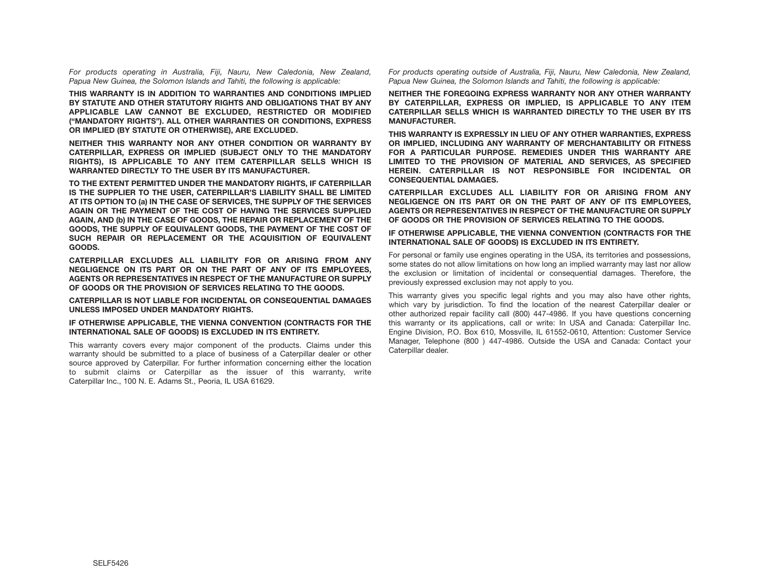*For products operating in Australia, Fiji, Nauru, New Caledonia, New Zealand, Papua New Guinea, the Solomon Islands and Tahiti, the following is applicable:*

**THIS WARRANTY IS IN ADDITION TO WARRANTIES AND CONDITIONS IMPLIED BY STATUTE AND OTHER STATUTORY RIGHTS AND OBLIGATIONS THAT BY ANY APPLICABLE LAW CANNOT BE EXCLUDED, RESTRICTED OR MODIFIED ("MANDATORY RIGHTS"). ALL OTHER WARRANTIES OR CONDITIONS, EXPRESS OR IMPLIED (BY STATUTE OR OTHERWISE), ARE EXCLUDED.**

**NEITHER THIS WARRANTY NOR ANY OTHER CONDITION OR WARRANTY BY CATERPILLAR, EXPRESS OR IMPLIED (SUBJECT ONLY TO THE MANDATORY RIGHTS), IS APPLICABLE TO ANY ITEM CATERPILLAR SELLS WHICH IS WARRANTED DIRECTLY TO THE USER BY ITS MANUFACTURER.**

**TO THE EXTENT PERMITTED UNDER THE MANDATORY RIGHTS, IF CATERPILLAR IS THE SUPPLIER TO THE USER, CATERPILLAR'S LIABILITY SHALL BE LIMITED AT ITS OPTION TO (a) IN THE CASE OF SERVICES, THE SUPPLY OF THE SERVICES AGAIN OR THE PAYMENT OF THE COST OF HAVING THE SERVICES SUPPLIED AGAIN, AND (b) IN THE CASE OF GOODS, THE REPAIR OR REPLACEMENT OF THE GOODS, THE SUPPLY OF EQUIVALENT GOODS, THE PAYMENT OF THE COST OF SUCH REPAIR OR REPLACEMENT OR THE ACQUISITION OF EQUIVALENT GOODS.**

**CATERPILLAR EXCLUDES ALL LIABILITY FOR OR ARISING FROM ANY NEGLIGENCE ON ITS PART OR ON THE PART OF ANY OF ITS EMPLOYEES, AGENTS OR REPRESENTATIVES IN RESPECT OF THE MANUFACTURE OR SUPPLY OF GOODS OR THE PROVISION OF SERVICES RELATING TO THE GOODS.**

**CATERPILLAR IS NOT LIABLE FOR INCIDENTAL OR CONSEQUENTIAL DAMAGES UNLESS IMPOSED UNDER MANDATORY RIGHTS.**

**IF OTHERWISE APPLICABLE, THE VIENNA CONVENTION (CONTRACTS FOR THE INTERNATIONAL SALE OF GOODS) IS EXCLUDED IN ITS ENTIRETY.**

This warranty covers every major component of the products. Claims under this warranty should be submitted to a place of business of a Caterpillar dealer or other source approved by Caterpillar. For further information concerning either the location to submit claims or Caterpillar as the issuer of this warranty, write Caterpillar Inc., 100 N. E. Adams St., Peoria, IL USA 61629.

*For products operating outside of Australia, Fiji, Nauru, New Caledonia, New Zealand, Papua New Guinea, the Solomon Islands and Tahiti, the following is applicable:*

**NEITHER THE FOREGOING EXPRESS WARRANTY NOR ANY OTHER WARRANTY BY CATERPILLAR, EXPRESS OR IMPLIED, IS APPLICABLE TO ANY ITEM CATERPILLAR SELLS WHICH IS WARRANTED DIRECTLY TO THE USER BY ITS MANUFACTURER.**

**THIS WARRANTY IS EXPRESSLY IN LIEU OF ANY OTHER WARRANTIES, EXPRESS OR IMPLIED, INCLUDING ANY WARRANTY OF MERCHANTABILITY OR FITNESS FOR A PARTICULAR PURPOSE. REMEDIES UNDER THIS WARRANTY ARE LIMITED TO THE PROVISION OF MATERIAL AND SERVICES, AS SPECIFIED HEREIN. CATERPILLAR IS NOT RESPONSIBLE FOR INCIDENTAL OR CONSEQUENTIAL DAMAGES.**

**CATERPILLAR EXCLUDES ALL LIABILITY FOR OR ARISING FROM ANY NEGLIGENCE ON ITS PART OR ON THE PART OF ANY OF ITS EMPLOYEES, AGENTS OR REPRESENTATIVES IN RESPECT OF THE MANUFACTURE OR SUPPLY OF GOODS OR THE PROVISION OF SERVICES RELATING TO THE GOODS.**

**IF OTHERWISE APPLICABLE, THE VIENNA CONVENTION (CONTRACTS FOR THE INTERNATIONAL SALE OF GOODS) IS EXCLUDED IN ITS ENTIRETY.**

For personal or family use engines operating in the USA, its territories and possessions, some states do not allow limitations on how long an implied warranty may last nor allow the exclusion or limitation of incidental or consequential damages. Therefore, the previously expressed exclusion may not apply to you.

This warranty gives you specific legal rights and you may also have other rights, which vary by jurisdiction. To find the location of the nearest Caterpillar dealer or other authorized repair facility call (800) 447-4986. If you have questions concerning this warranty or its applications, call or write: In USA and Canada: Caterpillar Inc. Engine Division, P.O. Box 610, Mossville, IL 61552-0610, Attention: Customer Service Manager, Telephone (800 ) 447-4986. Outside the USA and Canada: Contact your Caterpillar dealer.

SELF5426